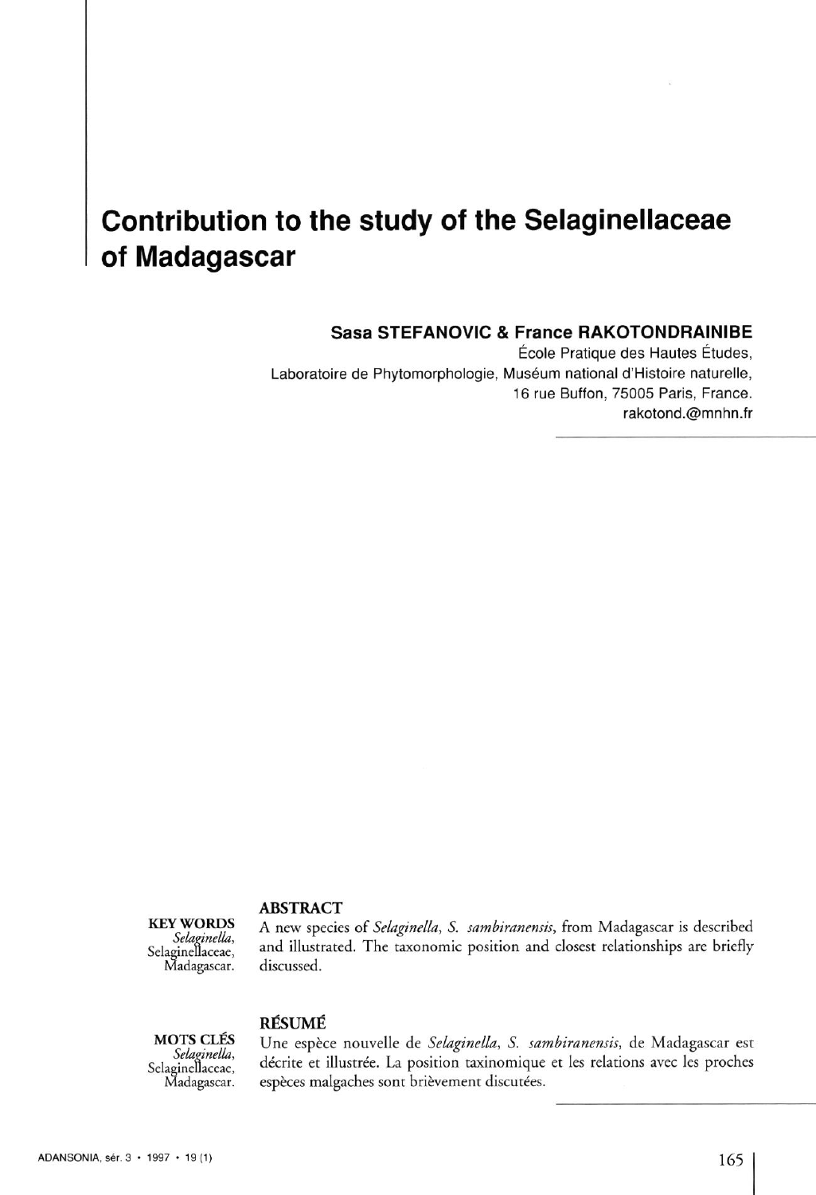# Contribution to the study of the Selaginellaceae of Madagascar

**Sasa STEFANOVIC & France RAKOTONDRAINIBE**

École Pratique des Hautes Études,
Laboratoire de Phytomorphologie, Muséum national d'Histoire naturelle,
16 rue Buffon, 75005 Paris, France.
rakotond.@mnhn.fr

**KEY WORDS**
*Selaginella*,
Selaginellaceae,
Madagascar.

**ABSTRACT**

A new species of *Selaginella*, *S. sambiranensis*, from Madagascar is described and illustrated. The taxonomic position and closest relationships are briefly discussed.

**MOTS CLÉS**
*Selaginella*,
Selaginellaceae,
Madagascar.

**RÉSUMÉ**

Une espèce nouvelle de *Selaginella*, *S. sambiranensis*, de Madagascar est décrite et illustrée. La position taxinomique et les relations avec les proches espèces malgaches sont brièvement discutées.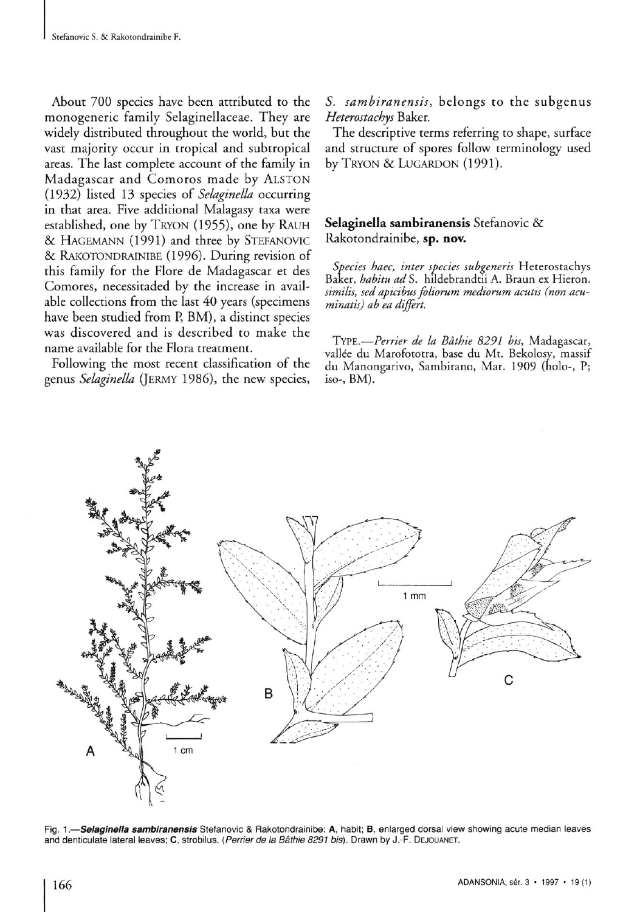About 700 species have been attributed to the monogeneric family Selaginellaceae. They are widely distributed throughout the world, but the vast majority occur in tropical and subtropical areas. The last complete account of the family in Madagascar and Comoros made by ALSTON (1932) listed 13 species of *Selaginella* occurring in that area. Five additional Malagasy taxa were established, one by TRYON (1955), one by RAUH & HAGEMANN (1991) and three by STEFANOVIC & RAKOTONDRAINIBE (1996). During revision of this family for the Flore de Madagascar et des Comores, necessitaded by the increase in available collections from the last 40 years (specimens have been studied from P, BM), a distinct species was discovered and is described to make the name available for the Flora treatment.

Following the most recent classification of the genus *Selaginella* (JERMY 1986), the new species, *S. sambiranensis*, belongs to the subgenus *Heterostachys* Baker.

The descriptive terms referring to shape, surface and structure of spores follow terminology used by TRYON & LUGARDON (1991).

**Selaginella sambiranensis** Stefanovic & Rakotondrainibe, **sp. nov.**

*Species haec, inter species subgeneris* Heterostachys Baker, *habitu ad* S. hildebrandtii A. Braun ex Hieron. *similis, sed apicibus foliorum mediorum acutis (non acuminatis) ab ea differt.*

TYPE.—*Perrier de la Bâthie 8291 bis*, Madagascar, vallée du Marofototra, base du Mt. Bekolosy, massif du Manongarivo, Sambirano, Mar. 1909 (holo-, P; iso-, BM).

Fig. 1.—***Selaginella sambiranensis*** Stefanovic & Rakotondrainibe: **A**, habit; **B**, enlarged dorsal view showing acute median leaves and denticulate lateral leaves; **C**, strobilus. (*Perrier de la Bâthie 8291 bis*). Drawn by J.-F. DEJOUANET.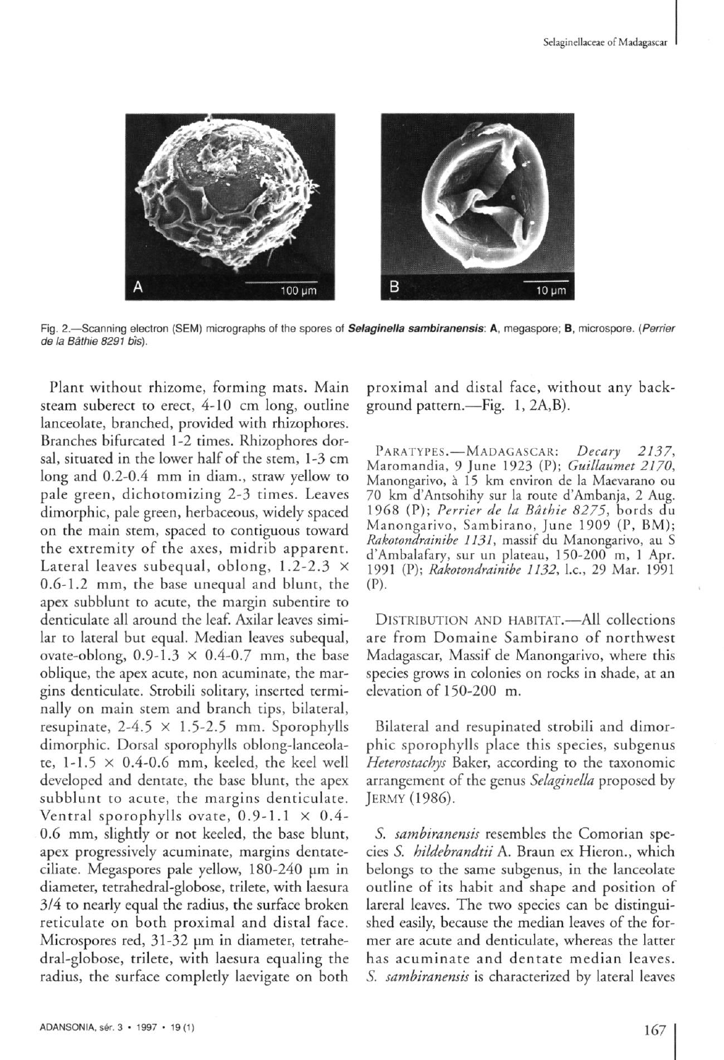Fig. 2.—Scanning electron (SEM) micrographs of the spores of ***Selaginella sambiranensis***: **A**, megaspore; **B**, microspore. (*Perrier de la Bâthie 8291 bis*).

Plant without rhizome, forming mats. Main steam suberect to erect, 4-10 cm long, outline lanceolate, branched, provided with rhizophores. Branches bifurcated 1-2 times. Rhizophores dorsal, situated in the lower half of the stem, 1-3 cm long and 0.2-0.4 mm in diam., straw yellow to pale green, dichotomizing 2-3 times. Leaves dimorphic, pale green, herbaceous, widely spaced on the main stem, spaced to contiguous toward the extremity of the axes, midrib apparent. Lateral leaves subequal, oblong, 1.2-2.3 × 0.6-1.2 mm, the base unequal and blunt, the apex subblunt to acute, the margin subentire to denticulate all around the leaf. Axilar leaves similar to lateral but equal. Median leaves subequal, ovate-oblong, 0.9-1.3 × 0.4-0.7 mm, the base oblique, the apex acute, non acuminate, the margins denticulate. Strobili solitary, inserted terminally on main stem and branch tips, bilateral, resupinate, 2-4.5 × 1.5-2.5 mm. Sporophylls dimorphic. Dorsal sporophylls oblong-lanceolate, 1-1.5 × 0.4-0.6 mm, keeled, the keel well developed and dentate, the base blunt, the apex subblunt to acute, the margins denticulate. Ventral sporophylls ovate, 0.9-1.1 × 0.4-0.6 mm, slightly or not keeled, the base blunt, apex progressively acuminate, margins dentate-ciliate. Megaspores pale yellow, 180-240 μm in diameter, tetrahedral-globose, trilete, with laesura 3/4 to nearly equal the radius, the surface broken reticulate on both proximal and distal face. Microspores red, 31-32 μm in diameter, tetrahedral-globose, trilete, with laesura equaling the radius, the surface completly laevigate on both proximal and distal face, without any background pattern.—Fig. 1, 2A,B).

PARATYPES.—MADAGASCAR: *Decary 2137*, Maromandia, 9 June 1923 (P); *Guillaumet 2170*, Manongarivo, à 15 km environ de la Maevarano ou 70 km d'Antsohihy sur la route d'Ambanja, 2 Aug. 1968 (P); *Perrier de la Bâthie 8275*, bords du Manongarivo, Sambirano, June 1909 (P, BM); *Rakotondrainibe 1131*, massif du Manongarivo, au S d'Ambalafary, sur un plateau, 150-200 m, 1 Apr. 1991 (P); *Rakotondrainibe 1132*, l.c., 29 Mar. 1991 (P).

DISTRIBUTION AND HABITAT.—All collections are from Domaine Sambirano of northwest Madagascar, Massif de Manongarivo, where this species grows in colonies on rocks in shade, at an elevation of 150-200 m.

Bilateral and resupinated strobili and dimorphic sporophylls place this species, subgenus *Heterostachys* Baker, according to the taxonomic arrangement of the genus *Selaginella* proposed by JERMY (1986).

*S. sambiranensis* resembles the Comorian species *S. hildebrandtii* A. Braun ex Hieron., which belongs to the same subgenus, in the lanceolate outline of its habit and shape and position of lareral leaves. The two species can be distinguished easily, because the median leaves of the former are acute and denticulate, whereas the latter has acuminate and dentate median leaves. *S. sambiranensis* is characterized by lateral leaves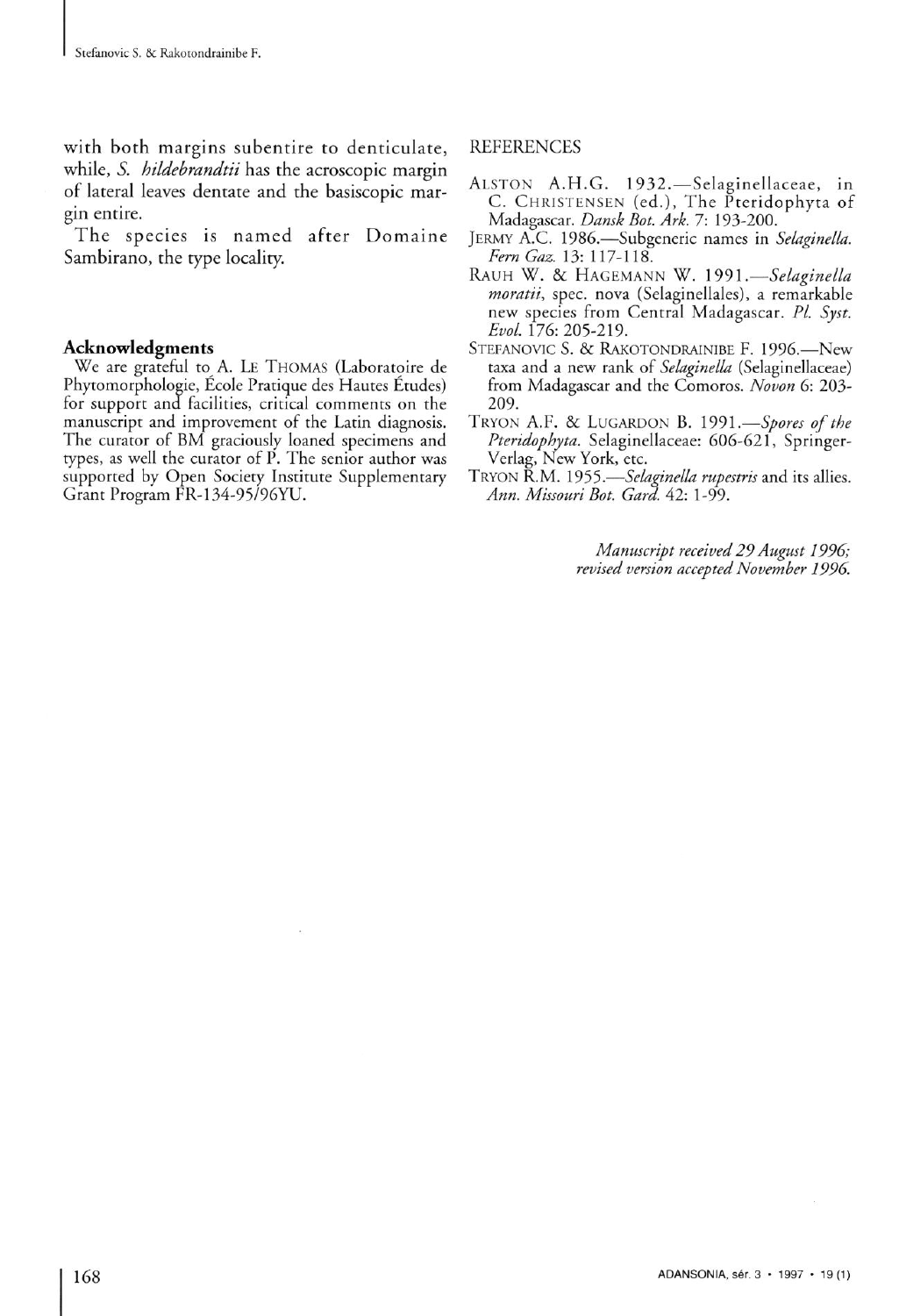with both margins subentire to denticulate, while, *S. hildebrandtii* has the acroscopic margin of lateral leaves dentate and the basiscopic margin entire.

The species is named after Domaine Sambirano, the type locality.

### Acknowledgments

We are grateful to A. LE THOMAS (Laboratoire de Phytomorphologie, École Pratique des Hautes Études) for support and facilities, critical comments on the manuscript and improvement of the Latin diagnosis. The curator of BM graciously loaned specimens and types, as well the curator of P. The senior author was supported by Open Society Institute Supplementary Grant Program FR-134-95/96YU.

## REFERENCES

ALSTON A.H.G. 1932.—Selaginellaceae, in C. CHRISTENSEN (ed.), The Pteridophyta of Madagascar. *Dansk Bot. Ark.* 7: 193-200.

JERMY A.C. 1986.—Subgeneric names in *Selaginella*. *Fern Gaz.* 13: 117-118.

RAUH W. & HAGEMANN W. 1991.—*Selaginella moratii*, spec. nova (Selaginellales), a remarkable new species from Central Madagascar. *Pl. Syst. Evol.* 176: 205-219.

STEFANOVIC S. & RAKOTONDRAINIBE F. 1996.—New taxa and a new rank of *Selaginella* (Selaginellaceae) from Madagascar and the Comoros. *Novon* 6: 203-209.

TRYON A.F. & LUGARDON B. 1991.—*Spores of the Pteridophyta.* Selaginellaceae: 606-621, Springer-Verlag, New York, etc.

TRYON R.M. 1955.—*Selaginella rupestris* and its allies. *Ann. Missouri Bot. Gard.* 42: 1-99.

*Manuscript received 29 August 1996; revised version accepted November 1996.*